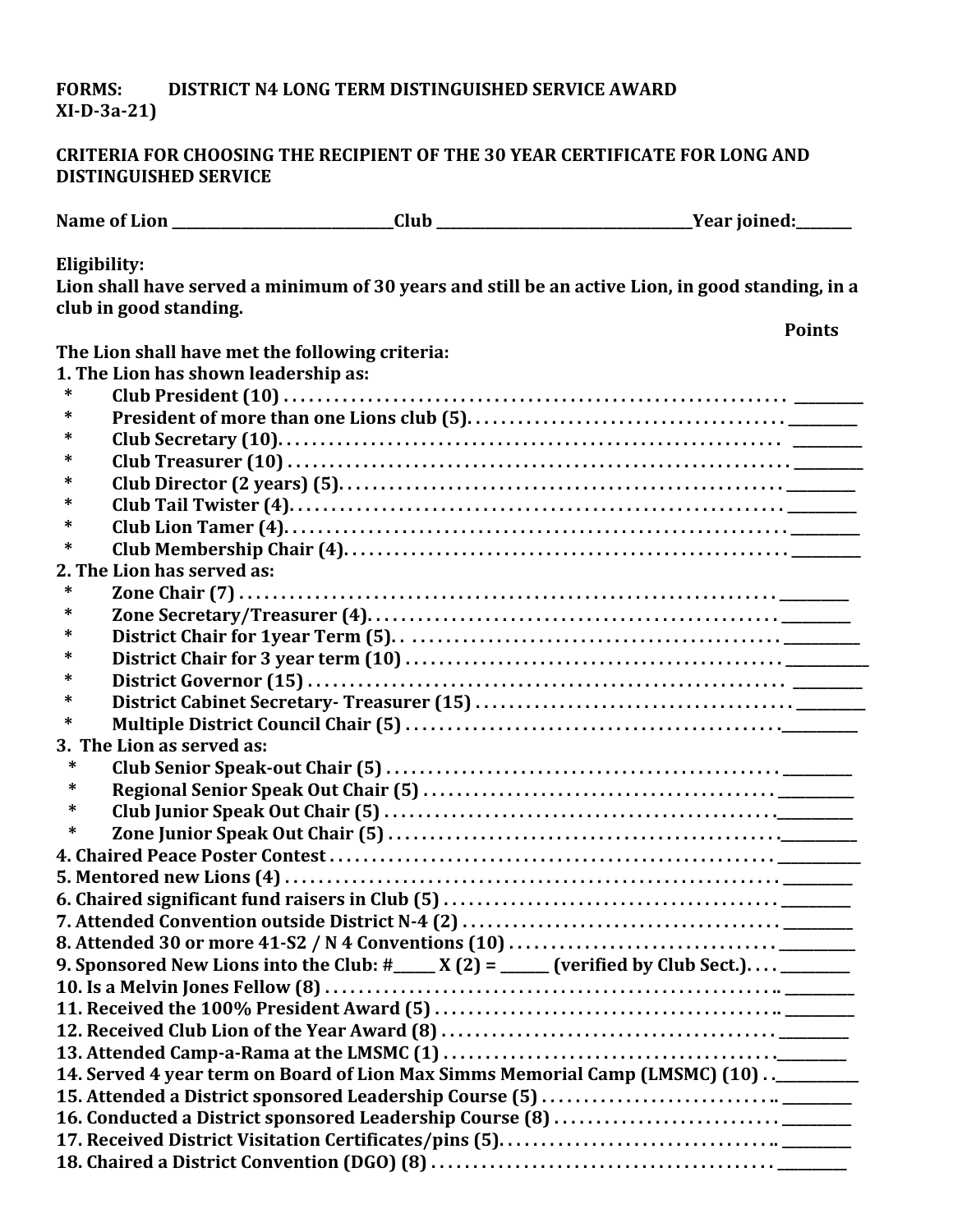**FORMS: DISTRICT N4 LONG TERM DISTINGUISHED SERVICE AWARD**
**XI-D-3a-21)**

**CRITERIA FOR CHOOSING THE RECIPIENT OF THE 30 YEAR CERTIFICATE FOR LONG AND DISTINGUISHED SERVICE**

**Name of Lion \_\_\_\_\_\_\_\_\_\_\_\_\_\_\_\_\_\_\_\_\_\_\_\_\_\_\_\_\_\_Club \_\_\_\_\_\_\_\_\_\_\_\_\_\_\_\_\_\_\_\_\_\_\_\_\_\_\_\_\_\_\_\_\_\_\_Year joined:\_\_\_\_\_\_\_\_**

**Eligibility:**
**Lion shall have served a minimum of 30 years and still be an active Lion, in good standing, in a club in good standing.**

**Points**

**The Lion shall have met the following criteria:**

**1. The Lion has shown leadership as:**

- **Club President (10) . . . . . . . . . . . . . . . . . . . . . . . . . . . . . . . . . . . . . . . . . . . . . . . . . . . . . . . . \_\_\_\_\_\_\_\_\_\_**
- **President of more than one Lions club (5). . . . . . . . . . . . . . . . . . . . . . . . . . . . . . . . . . . . . \_\_\_\_\_\_\_\_\_\_**
- **Club Secretary (10). . . . . . . . . . . . . . . . . . . . . . . . . . . . . . . . . . . . . . . . . . . . . . . . . . . . . . . . . \_\_\_\_\_\_\_\_\_\_**
- **Club Treasurer (10) . . . . . . . . . . . . . . . . . . . . . . . . . . . . . . . . . . . . . . . . . . . . . . . . . . . . . . . . \_\_\_\_\_\_\_\_\_\_**
- **Club Director (2 years) (5). . . . . . . . . . . . . . . . . . . . . . . . . . . . . . . . . . . . . . . . . . . . . . . . . . . \_\_\_\_\_\_\_\_\_\_**
- **Club Tail Twister (4). . . . . . . . . . . . . . . . . . . . . . . . . . . . . . . . . . . . . . . . . . . . . . . . . . . . . . . \_\_\_\_\_\_\_\_\_\_**
- **Club Lion Tamer (4). . . . . . . . . . . . . . . . . . . . . . . . . . . . . . . . . . . . . . . . . . . . . . . . . . . . . . . . \_\_\_\_\_\_\_\_\_\_**
- **Club Membership Chair (4). . . . . . . . . . . . . . . . . . . . . . . . . . . . . . . . . . . . . . . . . . . . . . . . . . . \_\_\_\_\_\_\_\_\_\_**

**2. The Lion has served as:**

- **Zone Chair (7) . . . . . . . . . . . . . . . . . . . . . . . . . . . . . . . . . . . . . . . . . . . . . . . . . . . . . . . . . . . . \_\_\_\_\_\_\_\_\_\_**
- **Zone Secretary/Treasurer (4). . . . . . . . . . . . . . . . . . . . . . . . . . . . . . . . . . . . . . . . . . . . . . . . . \_\_\_\_\_\_\_\_\_\_**
- **District Chair for 1year Term (5). . . . . . . . . . . . . . . . . . . . . . . . . . . . . . . . . . . . . . . . . . . . . \_\_\_\_\_\_\_\_\_\_\_**
- **District Chair for 3 year term (10) . . . . . . . . . . . . . . . . . . . . . . . . . . . . . . . . . . . . . . . . . . . . \_\_\_\_\_\_\_\_\_\_\_\_**
- **District Governor (15) . . . . . . . . . . . . . . . . . . . . . . . . . . . . . . . . . . . . . . . . . . . . . . . . . . . . . . \_\_\_\_\_\_\_\_\_\_**
- **District Cabinet Secretary- Treasurer (15) . . . . . . . . . . . . . . . . . . . . . . . . . . . . . . . . . . . . . \_\_\_\_\_\_\_\_\_\_**
- **Multiple District Council Chair (5) . . . . . . . . . . . . . . . . . . . . . . . . . . . . . . . . . . . . . . . . . . . .\_\_\_\_\_\_\_\_\_\_\_**

**3. The Lion as served as:**

- **Club Senior Speak-out Chair (5) . . . . . . . . . . . . . . . . . . . . . . . . . . . . . . . . . . . . . . . . . . . . . . \_\_\_\_\_\_\_\_\_\_**
- **Regional Senior Speak Out Chair (5) . . . . . . . . . . . . . . . . . . . . . . . . . . . . . . . . . . . . . . . . . . \_\_\_\_\_\_\_\_\_\_\_**
- **Club Junior Speak Out Chair (5) . . . . . . . . . . . . . . . . . . . . . . . . . . . . . . . . . . . . . . . . . . . . . . .\_\_\_\_\_\_\_\_\_\_\_**
- **Zone Junior Speak Out Chair (5) . . . . . . . . . . . . . . . . . . . . . . . . . . . . . . . . . . . . . . . . . . . . . . .\_\_\_\_\_\_\_\_\_\_\_**

**4. Chaired Peace Poster Contest . . . . . . . . . . . . . . . . . . . . . . . . . . . . . . . . . . . . . . . . . . . . . . . . . . . . \_\_\_\_\_\_\_\_\_\_\_\_**

**5. Mentored new Lions (4) . . . . . . . . . . . . . . . . . . . . . . . . . . . . . . . . . . . . . . . . . . . . . . . . . . . . . . . . . \_\_\_\_\_\_\_\_\_\_**

**6. Chaired significant fund raisers in Club (5) . . . . . . . . . . . . . . . . . . . . . . . . . . . . . . . . . . . . . . . . \_\_\_\_\_\_\_\_\_\_**

**7. Attended Convention outside District N-4 (2) . . . . . . . . . . . . . . . . . . . . . . . . . . . . . . . . . . . . . . \_\_\_\_\_\_\_\_\_\_**

**8. Attended 30 or more 41-S2 / N 4 Conventions (10) . . . . . . . . . . . . . . . . . . . . . . . . . . . . . . . . . \_\_\_\_\_\_\_\_\_\_\_**

**9. Sponsored New Lions into the Club: #\_\_\_\_\_\_ X (2) = \_\_\_\_\_\_\_ (verified by Club Sect.). . . . \_\_\_\_\_\_\_\_\_\_**

**10. Is a Melvin Jones Fellow (8) . . . . . . . . . . . . . . . . . . . . . . . . . . . . . . . . . . . . . . . . . . . . . . . . . . . .. \_\_\_\_\_\_\_\_\_\_**

**11. Received the 100% President Award (5) . . . . . . . . . . . . . . . . . . . . . . . . . . . . . . . . . . . . . . . . .. \_\_\_\_\_\_\_\_\_\_**

**12. Received Club Lion of the Year Award (8) . . . . . . . . . . . . . . . . . . . . . . . . . . . . . . . . . . . . . . . . \_\_\_\_\_\_\_\_\_\_**

**13. Attended Camp-a-Rama at the LMSMC (1) . . . . . . . . . . . . . . . . . . . . . . . . . . . . . . . . . . . . . . . .\_\_\_\_\_\_\_\_\_\_**

**14. Served 4 year term on Board of Lion Max Simms Memorial Camp (LMSMC) (10) . .\_\_\_\_\_\_\_\_\_\_\_\_**

**15. Attended a District sponsored Leadership Course (5) . . . . . . . . . . . . . . . . . . . . . . . . . . . . .. \_\_\_\_\_\_\_\_\_\_**

**16. Conducted a District sponsored Leadership Course (8) . . . . . . . . . . . . . . . . . . . . . . . . . . . \_\_\_\_\_\_\_\_\_\_**

**17. Received District Visitation Certificates/pins (5). . . . . . . . . . . . . . . . . . . . . . . . . . . . . . . . .. \_\_\_\_\_\_\_\_\_\_**

**18. Chaired a District Convention (DGO) (8) . . . . . . . . . . . . . . . . . . . . . . . . . . . . . . . . . . . . . . . . \_\_\_\_\_\_\_\_\_\_**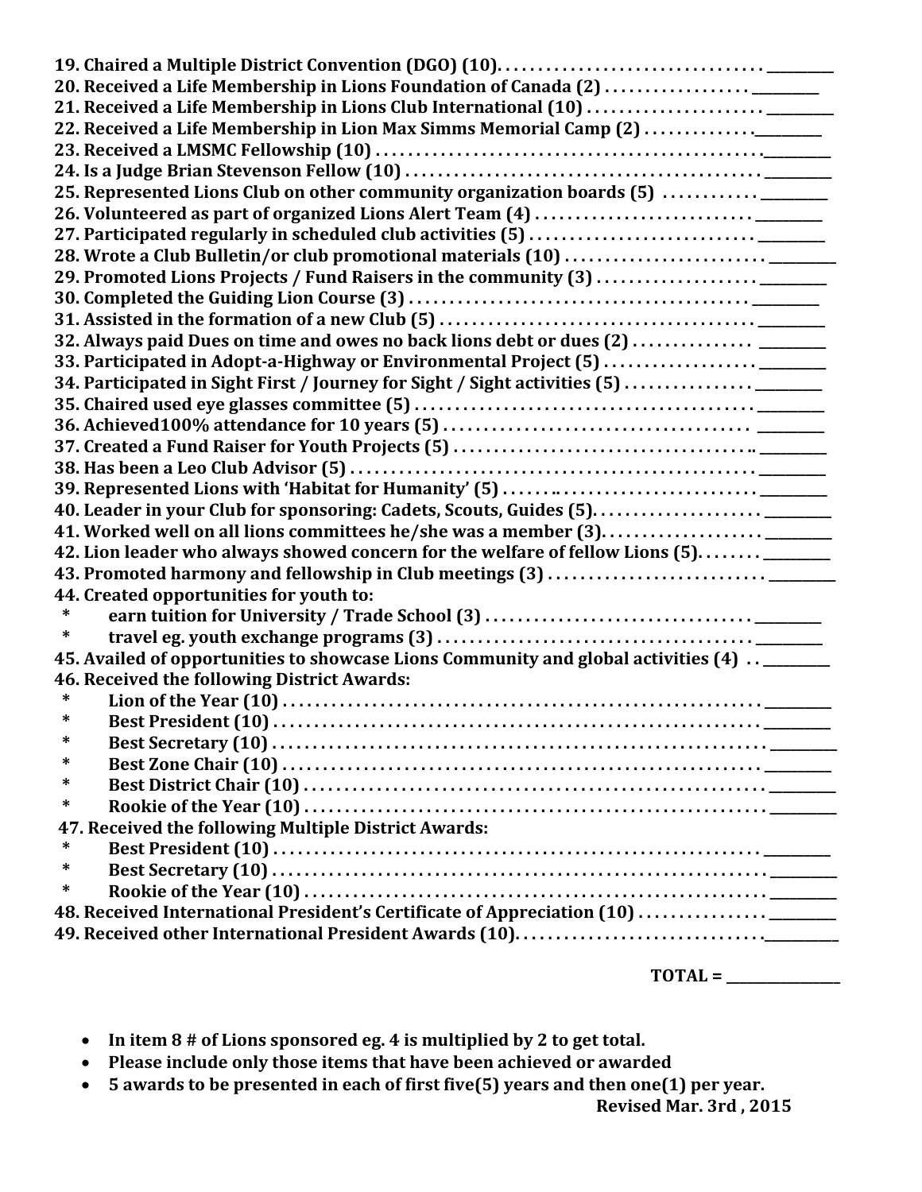**19. Chaired a Multiple District Convention (DGO) (10). . . . . . . . . . . . . . . . . . . . . . . . . . . . . . . . __________**
**20. Received a Life Membership in Lions Foundation of Canada (2) . . . . . . . . . . . . . . . . . . __________**
**21. Received a Life Membership in Lions Club International (10) . . . . . . . . . . . . . . . . . . . . . . __________**
**22. Received a Life Membership in Lion Max Simms Memorial Camp (2) . . . . . . . . . . . . . .__________**
**23. Received a LMSMC Fellowship (10) . . . . . . . . . . . . . . . . . . . . . . . . . . . . . . . . . . . . . . . . . . . . . . .__________**
**24. Is a Judge Brian Stevenson Fellow (10) . . . . . . . . . . . . . . . . . . . . . . . . . . . . . . . . . . . . . . . . . . __________**
**25. Represented Lions Club on other community organization boards (5) . . . . . . . . . . . . __________**
**26. Volunteered as part of organized Lions Alert Team (4) . . . . . . . . . . . . . . . . . . . . . . . . . . __________**
**27. Participated regularly in scheduled club activities (5) . . . . . . . . . . . . . . . . . . . . . . . . . . . __________**
**28. Wrote a Club Bulletin/or club promotional materials (10) . . . . . . . . . . . . . . . . . . . . . . . . . __________**
**29. Promoted Lions Projects / Fund Raisers in the community (3) . . . . . . . . . . . . . . . . . . . . __________**
**30. Completed the Guiding Lion Course (3) . . . . . . . . . . . . . . . . . . . . . . . . . . . . . . . . . . . . . . . . . __________**
**31. Assisted in the formation of a new Club (5) . . . . . . . . . . . . . . . . . . . . . . . . . . . . . . . . . . . . . . __________**
**32. Always paid Dues on time and owes no back lions debt or dues (2) . . . . . . . . . . . . . . __________**
**33. Participated in Adopt-a-Highway or Environmental Project (5) . . . . . . . . . . . . . . . . . . . __________**
**34. Participated in Sight First / Journey for Sight / Sight activities (5) . . . . . . . . . . . . . . . . __________**
**35. Chaired used eye glasses committee (5) . . . . . . . . . . . . . . . . . . . . . . . . . . . . . . . . . . . . . . . . . __________**
**36. Achieved100% attendance for 10 years (5) . . . . . . . . . . . . . . . . . . . . . . . . . . . . . . . . . . . . . __________**
**37. Created a Fund Raiser for Youth Projects (5) . . . . . . . . . . . . . . . . . . . . . . . . . . . . . . . . . . .. __________**
**38. Has been a Leo Club Advisor (5) . . . . . . . . . . . . . . . . . . . . . . . . . . . . . . . . . . . . . . . . . . . . . . . . __________**
**39. Represented Lions with 'Habitat for Humanity' (5) . . . . . . .. . . . . . . . . . . . . . . . . . . . . . . . . . __________**
**40. Leader in your Club for sponsoring: Cadets, Scouts, Guides (5). . . . . . . . . . . . . . . . . . . . . __________**
**41. Worked well on all lions committees he/she was a member (3). . . . . . . . . . . . . . . . . . . . __________**
**42. Lion leader who always showed concern for the welfare of fellow Lions (5). . . . . . . . __________**
**43. Promoted harmony and fellowship in Club meetings (3) . . . . . . . . . . . . . . . . . . . . . . . . . . __________**
**44. Created opportunities for youth to:**
- **earn tuition for University / Trade School (3) . . . . . . . . . . . . . . . . . . . . . . . . . . . . . . . . __________**
- **travel eg. youth exchange programs (3) . . . . . . . . . . . . . . . . . . . . . . . . . . . . . . . . . . . . . . __________**

**45. Availed of opportunities to showcase Lions Community and global activities (4) . . __________**
**46. Received the following District Awards:**
- **Lion of the Year (10) . . . . . . . . . . . . . . . . . . . . . . . . . . . . . . . . . . . . . . . . . . . . . . . . . . . . . . . . . __________**
- **Best President (10) . . . . . . . . . . . . . . . . . . . . . . . . . . . . . . . . . . . . . . . . . . . . . . . . . . . . . . . . . . __________**
- **Best Secretary (10) . . . . . . . . . . . . . . . . . . . . . . . . . . . . . . . . . . . . . . . . . . . . . . . . . . . . . . . . . . . __________**
- **Best Zone Chair (10) . . . . . . . . . . . . . . . . . . . . . . . . . . . . . . . . . . . . . . . . . . . . . . . . . . . . . . . . . __________**
- **Best District Chair (10) . . . . . . . . . . . . . . . . . . . . . . . . . . . . . . . . . . . . . . . . . . . . . . . . . . . . . . . __________**
- **Rookie of the Year (10) . . . . . . . . . . . . . . . . . . . . . . . . . . . . . . . . . . . . . . . . . . . . . . . . . . . . . . . __________**

**47. Received the following Multiple District Awards:**
- **Best President (10) . . . . . . . . . . . . . . . . . . . . . . . . . . . . . . . . . . . . . . . . . . . . . . . . . . . . . . . . . . __________**
- **Best Secretary (10) . . . . . . . . . . . . . . . . . . . . . . . . . . . . . . . . . . . . . . . . . . . . . . . . . . . . . . . . . . . __________**
- **Rookie of the Year (10) . . . . . . . . . . . . . . . . . . . . . . . . . . . . . . . . . . . . . . . . . . . . . . . . . . . . . . . __________**

**48. Received International President's Certificate of Appreciation (10) . . . . . . . . . . . . . . . . __________**
**49. Received other International President Awards (10). . . . . . . . . . . . . . . . . . . . . . . . . . . . . .__________**

**TOTAL = ______________**

- **In item 8 # of Lions sponsored eg. 4 is multiplied by 2 to get total.**
- **Please include only those items that have been achieved or awarded**
- **5 awards to be presented in each of first five(5) years and then one(1) per year.**

**Revised Mar. 3rd , 2015**